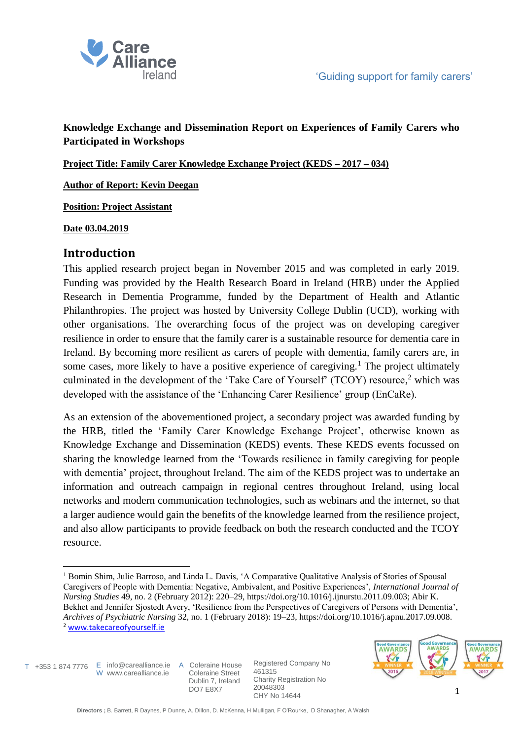**Knowledge Exchange and Dissemination Report on Experiences of Family Carers who Participated in Workshops**

**Project Title: Family Carer Knowledge Exchange Project (KEDS – 2017 – 034)**

**Author of Report: Kevin Deegan**

**Position: Project Assistant**

**Date 03.04.2019**

## Introduction

This applied research project began in November 2015 and was completed in early 2019. Funding was provided by the Health Research Board in Ireland (HRB) under the Applied Research in Dementia Programme, funded by the Department of Health and Atlantic Philanthropies. The project was hosted by University College Dublin (UCD), working with other organisations. The overarching focus of the project was on developing caregiver resilience in order to ensure that the family carer is a sustainable resource for dementia care in Ireland. By becoming more resilient as carers of people with dementia, family carers are, in some cases, more likely to have a positive experience of caregiving.[1] The project ultimately culminated in the development of the 'Take Care of Yourself' (TCOY) resource,[2] which was developed with the assistance of the 'Enhancing Carer Resilience' group (EnCaRe).

As an extension of the abovementioned project, a secondary project was awarded funding by the HRB, titled the 'Family Carer Knowledge Exchange Project', otherwise known as Knowledge Exchange and Dissemination (KEDS) events. These KEDS events focussed on sharing the knowledge learned from the 'Towards resilience in family caregiving for people with dementia' project, throughout Ireland. The aim of the KEDS project was to undertake an information and outreach campaign in regional centres throughout Ireland, using local networks and modern communication technologies, such as webinars and the internet, so that a larger audience would gain the benefits of the knowledge learned from the resilience project, and also allow participants to provide feedback on both the research conducted and the TCOY resource.

---

[1] Bomin Shim, Julie Barroso, and Linda L. Davis, 'A Comparative Qualitative Analysis of Stories of Spousal Caregivers of People with Dementia: Negative, Ambivalent, and Positive Experiences', *International Journal of Nursing Studies* 49, no. 2 (February 2012): 220–29, https://doi.org/10.1016/j.ijnurstu.2011.09.003; Abir K. Bekhet and Jennifer Sjostedt Avery, 'Resilience from the Perspectives of Caregivers of Persons with Dementia', *Archives of Psychiatric Nursing* 32, no. 1 (February 2018): 19–23, https://doi.org/10.1016/j.apnu.2017.09.008.

[2] www.takecareofyourself.ie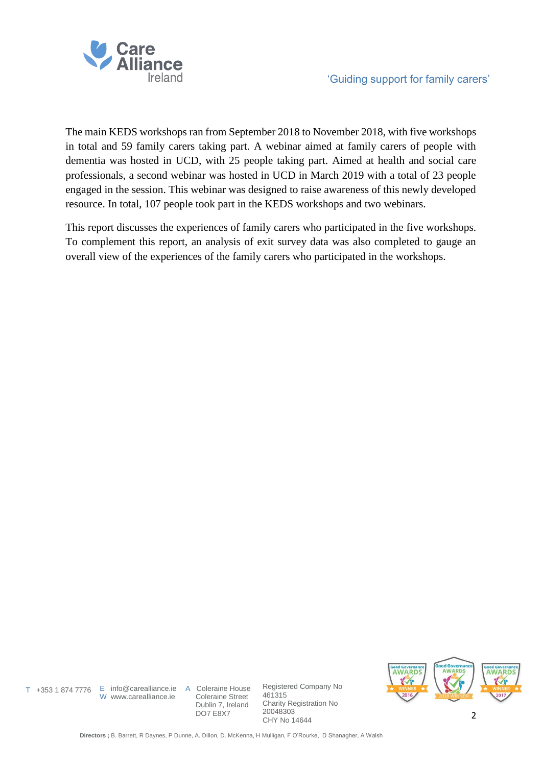The main KEDS workshops ran from September 2018 to November 2018, with five workshops in total and 59 family carers taking part. A webinar aimed at family carers of people with dementia was hosted in UCD, with 25 people taking part. Aimed at health and social care professionals, a second webinar was hosted in UCD in March 2019 with a total of 23 people engaged in the session. This webinar was designed to raise awareness of this newly developed resource. In total, 107 people took part in the KEDS workshops and two webinars.

This report discusses the experiences of family carers who participated in the five workshops. To complement this report, an analysis of exit survey data was also completed to gauge an overall view of the experiences of the family carers who participated in the workshops.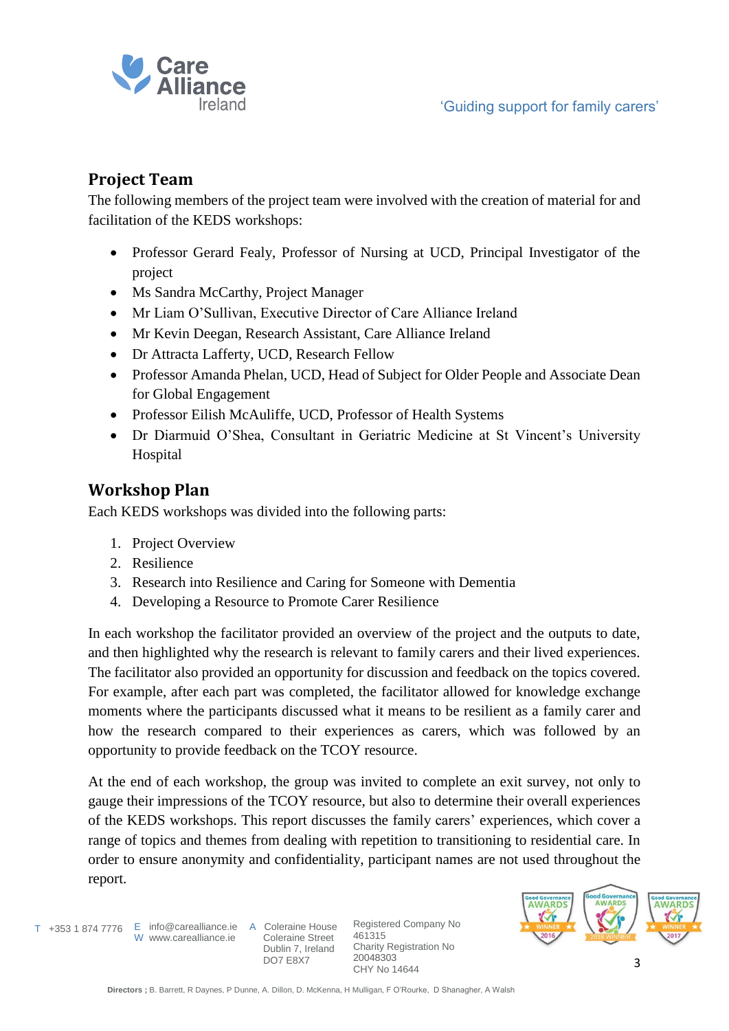## Project Team

The following members of the project team were involved with the creation of material for and facilitation of the KEDS workshops:

- Professor Gerard Fealy, Professor of Nursing at UCD, Principal Investigator of the project
- Ms Sandra McCarthy, Project Manager
- Mr Liam O'Sullivan, Executive Director of Care Alliance Ireland
- Mr Kevin Deegan, Research Assistant, Care Alliance Ireland
- Dr Attracta Lafferty, UCD, Research Fellow
- Professor Amanda Phelan, UCD, Head of Subject for Older People and Associate Dean for Global Engagement
- Professor Eilish McAuliffe, UCD, Professor of Health Systems
- Dr Diarmuid O'Shea, Consultant in Geriatric Medicine at St Vincent's University Hospital

## Workshop Plan

Each KEDS workshops was divided into the following parts:

1. Project Overview
2. Resilience
3. Research into Resilience and Caring for Someone with Dementia
4. Developing a Resource to Promote Carer Resilience

In each workshop the facilitator provided an overview of the project and the outputs to date, and then highlighted why the research is relevant to family carers and their lived experiences. The facilitator also provided an opportunity for discussion and feedback on the topics covered. For example, after each part was completed, the facilitator allowed for knowledge exchange moments where the participants discussed what it means to be resilient as a family carer and how the research compared to their experiences as carers, which was followed by an opportunity to provide feedback on the TCOY resource.

At the end of each workshop, the group was invited to complete an exit survey, not only to gauge their impressions of the TCOY resource, but also to determine their overall experiences of the KEDS workshops. This report discusses the family carers' experiences, which cover a range of topics and themes from dealing with repetition to transitioning to residential care. In order to ensure anonymity and confidentiality, participant names are not used throughout the report.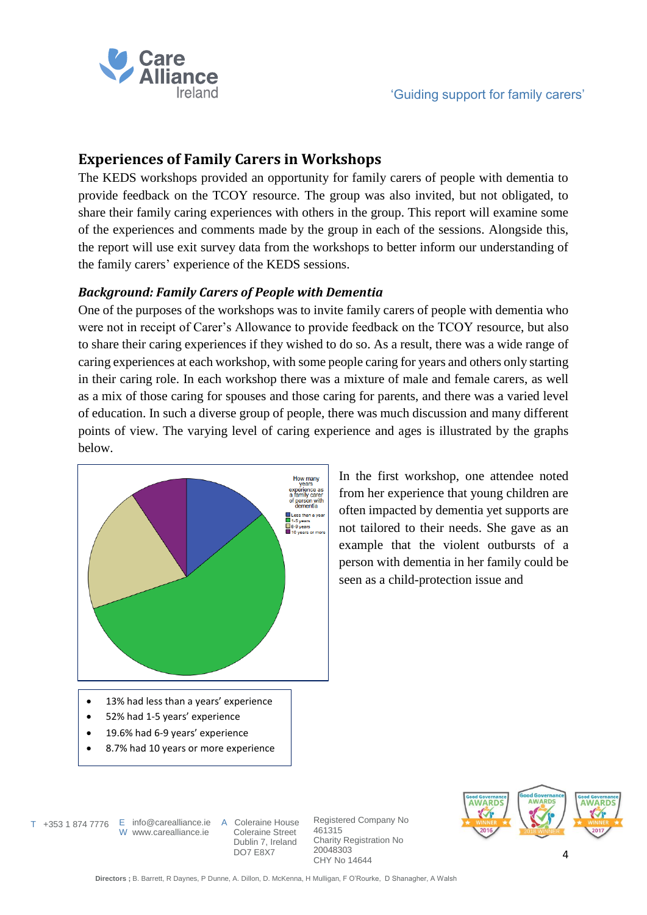## Experiences of Family Carers in Workshops

The KEDS workshops provided an opportunity for family carers of people with dementia to provide feedback on the TCOY resource. The group was also invited, but not obligated, to share their family caring experiences with others in the group. This report will examine some of the experiences and comments made by the group in each of the sessions. Alongside this, the report will use exit survey data from the workshops to better inform our understanding of the family carers' experience of the KEDS sessions.

### *Background: Family Carers of People with Dementia*

One of the purposes of the workshops was to invite family carers of people with dementia who were not in receipt of Carer's Allowance to provide feedback on the TCOY resource, but also to share their caring experiences if they wished to do so. As a result, there was a wide range of caring experiences at each workshop, with some people caring for years and others only starting in their caring role. In each workshop there was a mixture of male and female carers, as well as a mix of those caring for spouses and those caring for parents, and there was a varied level of education. In such a diverse group of people, there was much discussion and many different points of view. The varying level of caring experience and ages is illustrated by the graphs below.

How many years experience as a family carer of person with dementia

- Less than a year
- 1-5 years
- 6-9 years
- 10 years or more

- 13% had less than a years' experience
- 52% had 1-5 years' experience
- 19.6% had 6-9 years' experience
- 8.7% had 10 years or more experience

In the first workshop, one attendee noted from her experience that young children are often impacted by dementia yet supports are not tailored to their needs. She gave as an example that the violent outbursts of a person with dementia in her family could be seen as a child-protection issue and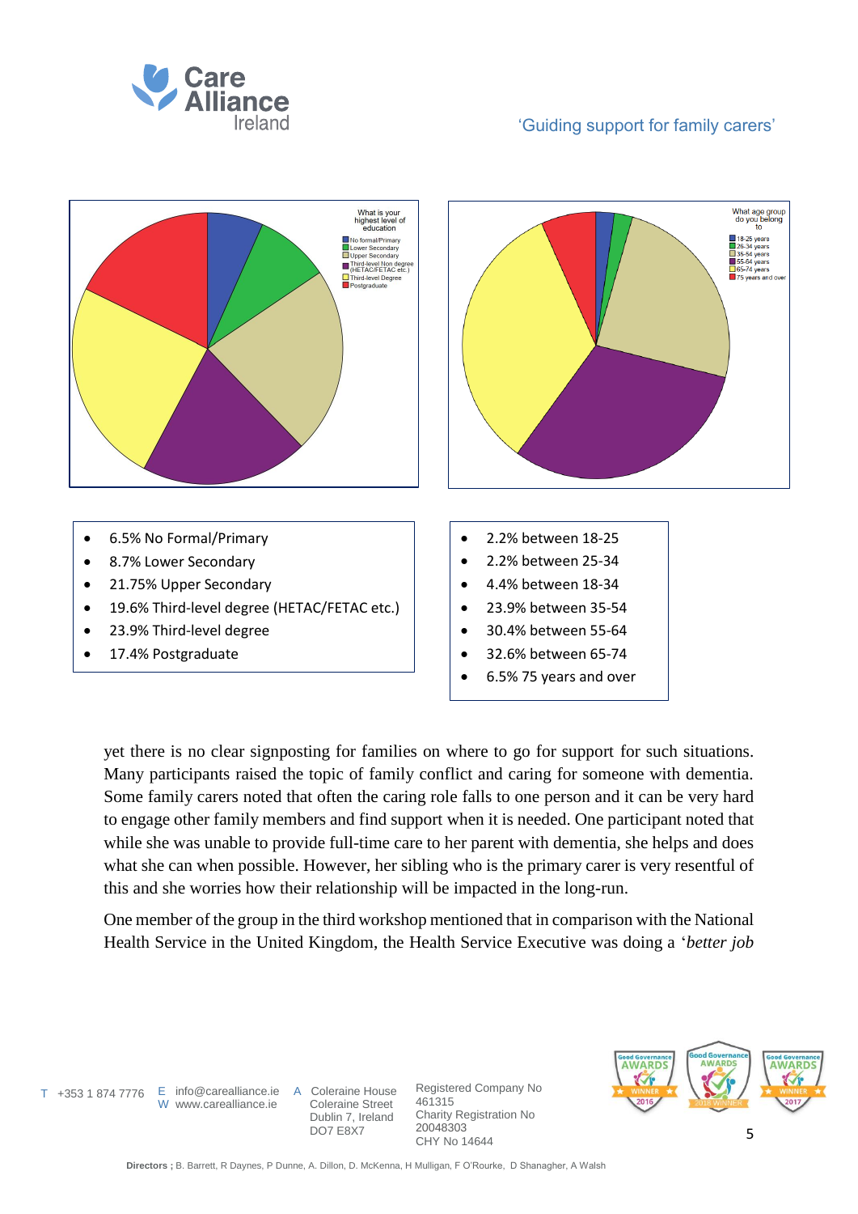What is your highest level of education

- 6.5% No Formal/Primary
- 8.7% Lower Secondary
- 21.75% Upper Secondary
- 19.6% Third-level degree (HETAC/FETAC etc.)
- 23.9% Third-level degree
- 17.4% Postgraduate

What age group do you belong to

- 2.2% between 18-25
- 2.2% between 25-34
- 4.4% between 18-34
- 23.9% between 35-54
- 30.4% between 55-64
- 32.6% between 65-74
- 6.5% 75 years and over

yet there is no clear signposting for families on where to go for support for such situations. Many participants raised the topic of family conflict and caring for someone with dementia. Some family carers noted that often the caring role falls to one person and it can be very hard to engage other family members and find support when it is needed. One participant noted that while she was unable to provide full-time care to her parent with dementia, she helps and does what she can when possible. However, her sibling who is the primary carer is very resentful of this and she worries how their relationship will be impacted in the long-run.

One member of the group in the third workshop mentioned that in comparison with the National Health Service in the United Kingdom, the Health Service Executive was doing a '*better job*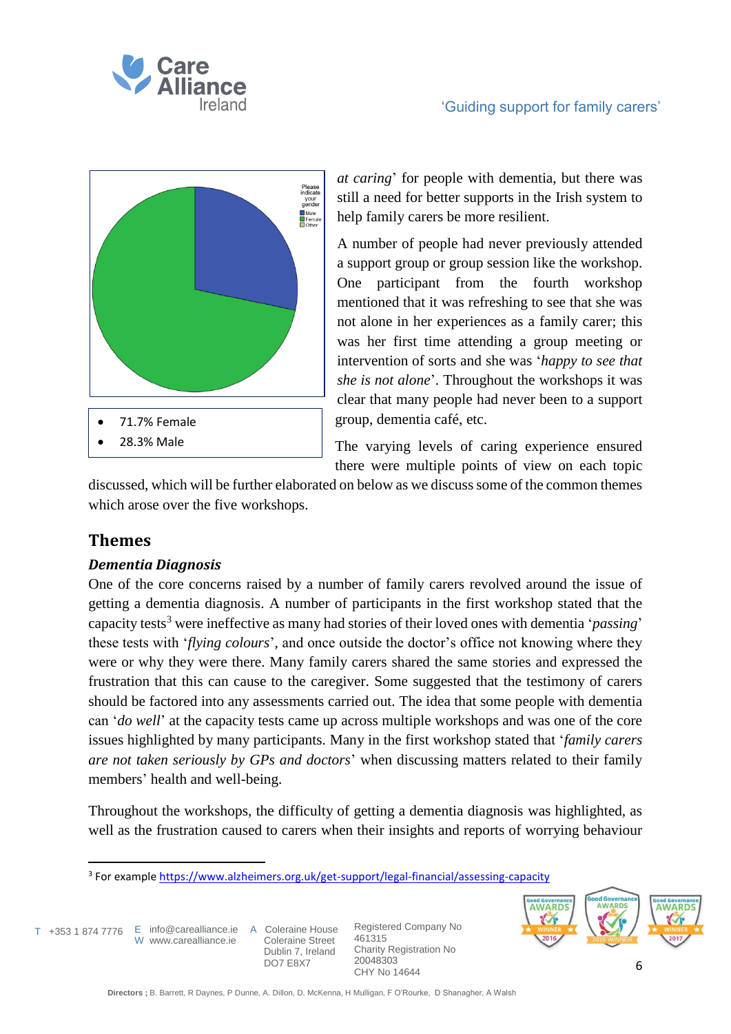- 71.7% Female
- 28.3% Male

*at caring*' for people with dementia, but there was still a need for better supports in the Irish system to help family carers be more resilient.

A number of people had never previously attended a support group or group session like the workshop. One participant from the fourth workshop mentioned that it was refreshing to see that she was not alone in her experiences as a family carer; this was her first time attending a group meeting or intervention of sorts and she was '*happy to see that she is not alone*'. Throughout the workshops it was clear that many people had never been to a support group, dementia café, etc.

The varying levels of caring experience ensured there were multiple points of view on each topic discussed, which will be further elaborated on below as we discuss some of the common themes which arose over the five workshops.

## Themes

### *Dementia Diagnosis*

One of the core concerns raised by a number of family carers revolved around the issue of getting a dementia diagnosis. A number of participants in the first workshop stated that the capacity tests[3] were ineffective as many had stories of their loved ones with dementia '*passing*' these tests with '*flying colours*', and once outside the doctor's office not knowing where they were or why they were there. Many family carers shared the same stories and expressed the frustration that this can cause to the caregiver. Some suggested that the testimony of carers should be factored into any assessments carried out. The idea that some people with dementia can '*do well*' at the capacity tests came up across multiple workshops and was one of the core issues highlighted by many participants. Many in the first workshop stated that '*family carers are not taken seriously by GPs and doctors*' when discussing matters related to their family members' health and well-being.

Throughout the workshops, the difficulty of getting a dementia diagnosis was highlighted, as well as the frustration caused to carers when their insights and reports of worrying behaviour

[3] For example https://www.alzheimers.org.uk/get-support/legal-financial/assessing-capacity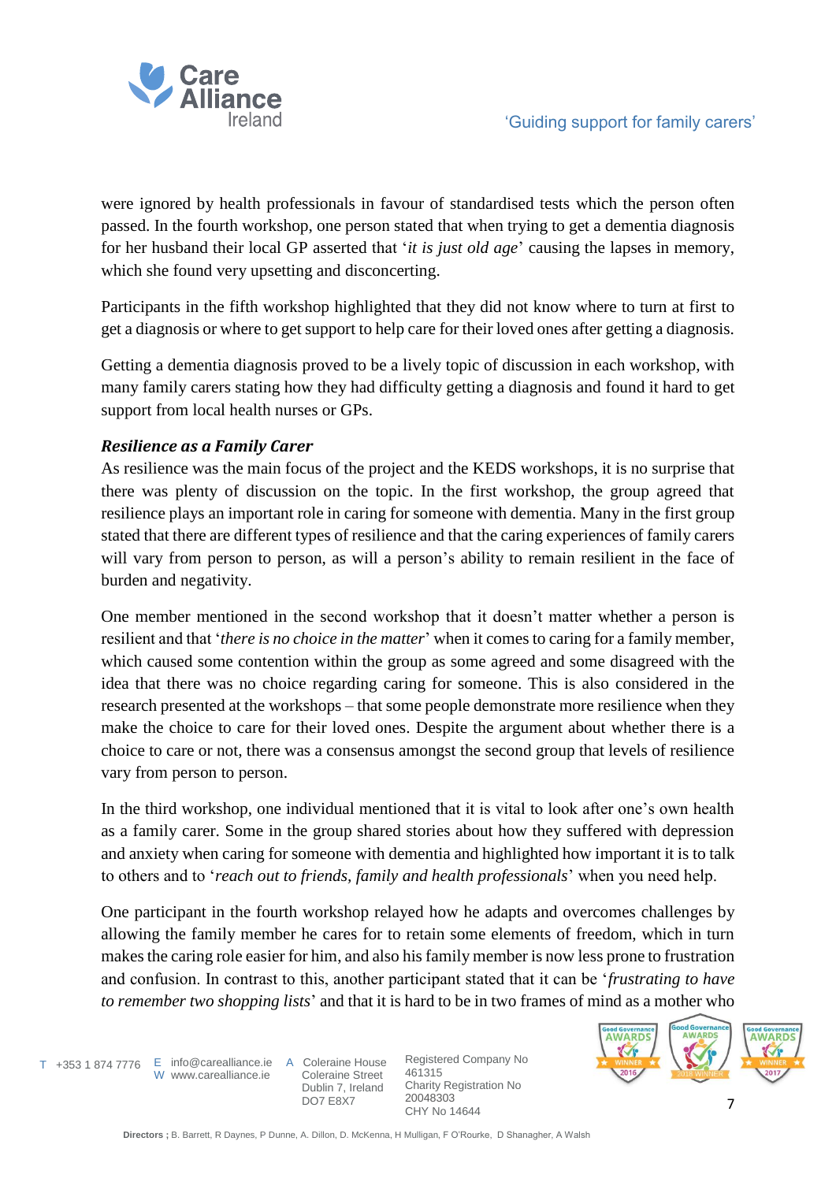were ignored by health professionals in favour of standardised tests which the person often passed. In the fourth workshop, one person stated that when trying to get a dementia diagnosis for her husband their local GP asserted that '*it is just old age*' causing the lapses in memory, which she found very upsetting and disconcerting.

Participants in the fifth workshop highlighted that they did not know where to turn at first to get a diagnosis or where to get support to help care for their loved ones after getting a diagnosis.

Getting a dementia diagnosis proved to be a lively topic of discussion in each workshop, with many family carers stating how they had difficulty getting a diagnosis and found it hard to get support from local health nurses or GPs.

***Resilience as a Family Carer***

As resilience was the main focus of the project and the KEDS workshops, it is no surprise that there was plenty of discussion on the topic. In the first workshop, the group agreed that resilience plays an important role in caring for someone with dementia. Many in the first group stated that there are different types of resilience and that the caring experiences of family carers will vary from person to person, as will a person's ability to remain resilient in the face of burden and negativity.

One member mentioned in the second workshop that it doesn't matter whether a person is resilient and that '*there is no choice in the matter*' when it comes to caring for a family member, which caused some contention within the group as some agreed and some disagreed with the idea that there was no choice regarding caring for someone. This is also considered in the research presented at the workshops – that some people demonstrate more resilience when they make the choice to care for their loved ones. Despite the argument about whether there is a choice to care or not, there was a consensus amongst the second group that levels of resilience vary from person to person.

In the third workshop, one individual mentioned that it is vital to look after one's own health as a family carer. Some in the group shared stories about how they suffered with depression and anxiety when caring for someone with dementia and highlighted how important it is to talk to others and to '*reach out to friends, family and health professionals*' when you need help.

One participant in the fourth workshop relayed how he adapts and overcomes challenges by allowing the family member he cares for to retain some elements of freedom, which in turn makes the caring role easier for him, and also his family member is now less prone to frustration and confusion. In contrast to this, another participant stated that it can be '*frustrating to have to remember two shopping lists*' and that it is hard to be in two frames of mind as a mother who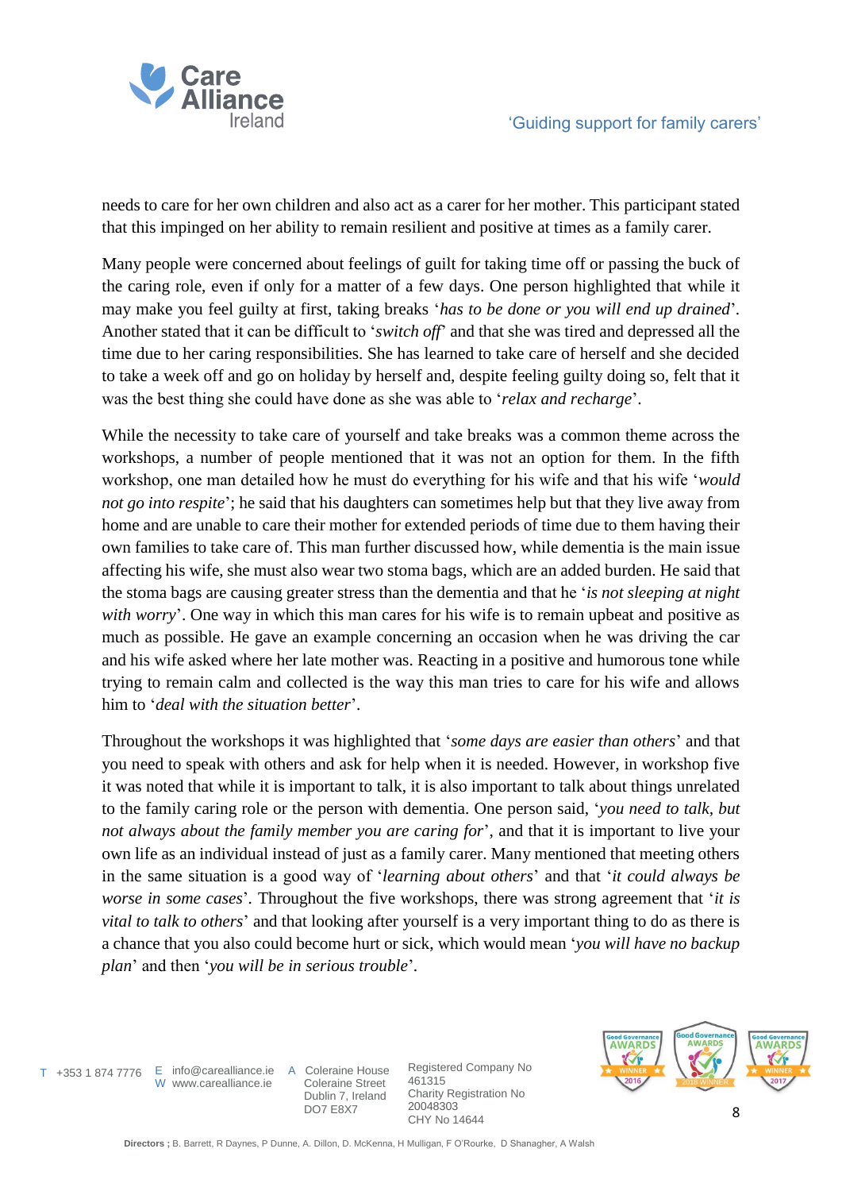needs to care for her own children and also act as a carer for her mother. This participant stated that this impinged on her ability to remain resilient and positive at times as a family carer.

Many people were concerned about feelings of guilt for taking time off or passing the buck of the caring role, even if only for a matter of a few days. One person highlighted that while it may make you feel guilty at first, taking breaks '*has to be done or you will end up drained*'. Another stated that it can be difficult to '*switch off*' and that she was tired and depressed all the time due to her caring responsibilities. She has learned to take care of herself and she decided to take a week off and go on holiday by herself and, despite feeling guilty doing so, felt that it was the best thing she could have done as she was able to '*relax and recharge*'.

While the necessity to take care of yourself and take breaks was a common theme across the workshops, a number of people mentioned that it was not an option for them. In the fifth workshop, one man detailed how he must do everything for his wife and that his wife '*would not go into respite*'; he said that his daughters can sometimes help but that they live away from home and are unable to care their mother for extended periods of time due to them having their own families to take care of. This man further discussed how, while dementia is the main issue affecting his wife, she must also wear two stoma bags, which are an added burden. He said that the stoma bags are causing greater stress than the dementia and that he '*is not sleeping at night with worry*'. One way in which this man cares for his wife is to remain upbeat and positive as much as possible. He gave an example concerning an occasion when he was driving the car and his wife asked where her late mother was. Reacting in a positive and humorous tone while trying to remain calm and collected is the way this man tries to care for his wife and allows him to '*deal with the situation better*'.

Throughout the workshops it was highlighted that '*some days are easier than others*' and that you need to speak with others and ask for help when it is needed. However, in workshop five it was noted that while it is important to talk, it is also important to talk about things unrelated to the family caring role or the person with dementia. One person said, '*you need to talk, but not always about the family member you are caring for*', and that it is important to live your own life as an individual instead of just as a family carer. Many mentioned that meeting others in the same situation is a good way of '*learning about others*' and that '*it could always be worse in some cases*'. Throughout the five workshops, there was strong agreement that '*it is vital to talk to others*' and that looking after yourself is a very important thing to do as there is a chance that you also could become hurt or sick, which would mean '*you will have no backup plan*' and then '*you will be in serious trouble*'.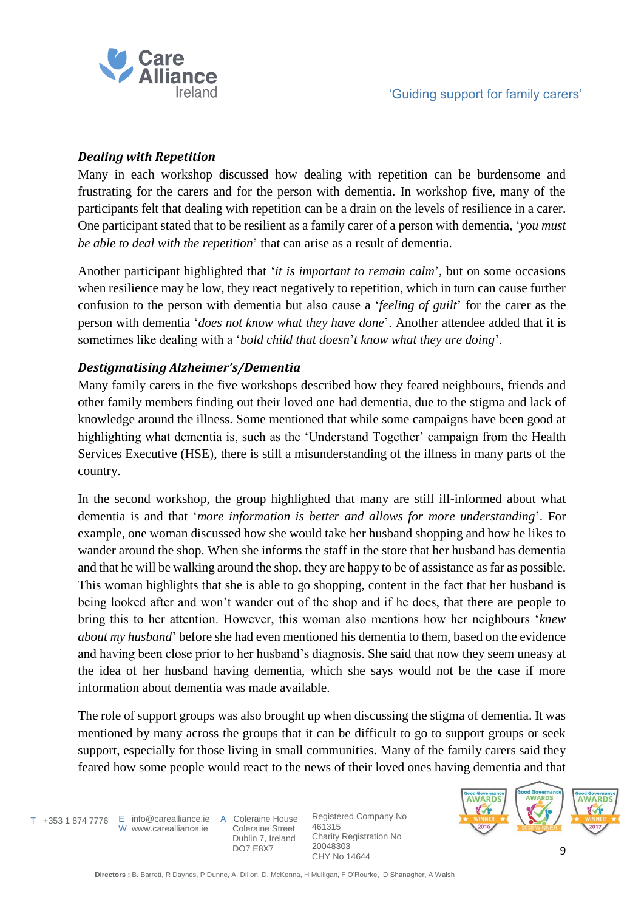### *Dealing with Repetition*

Many in each workshop discussed how dealing with repetition can be burdensome and frustrating for the carers and for the person with dementia. In workshop five, many of the participants felt that dealing with repetition can be a drain on the levels of resilience in a carer. One participant stated that to be resilient as a family carer of a person with dementia, '*you must be able to deal with the repetition*' that can arise as a result of dementia.

Another participant highlighted that '*it is important to remain calm*', but on some occasions when resilience may be low, they react negatively to repetition, which in turn can cause further confusion to the person with dementia but also cause a '*feeling of guilt*' for the carer as the person with dementia '*does not know what they have done*'. Another attendee added that it is sometimes like dealing with a '*bold child that doesn't know what they are doing*'.

### *Destigmatising Alzheimer's/Dementia*

Many family carers in the five workshops described how they feared neighbours, friends and other family members finding out their loved one had dementia, due to the stigma and lack of knowledge around the illness. Some mentioned that while some campaigns have been good at highlighting what dementia is, such as the 'Understand Together' campaign from the Health Services Executive (HSE), there is still a misunderstanding of the illness in many parts of the country.

In the second workshop, the group highlighted that many are still ill-informed about what dementia is and that '*more information is better and allows for more understanding*'. For example, one woman discussed how she would take her husband shopping and how he likes to wander around the shop. When she informs the staff in the store that her husband has dementia and that he will be walking around the shop, they are happy to be of assistance as far as possible. This woman highlights that she is able to go shopping, content in the fact that her husband is being looked after and won't wander out of the shop and if he does, that there are people to bring this to her attention. However, this woman also mentions how her neighbours '*knew about my husband*' before she had even mentioned his dementia to them, based on the evidence and having been close prior to her husband's diagnosis. She said that now they seem uneasy at the idea of her husband having dementia, which she says would not be the case if more information about dementia was made available.

The role of support groups was also brought up when discussing the stigma of dementia. It was mentioned by many across the groups that it can be difficult to go to support groups or seek support, especially for those living in small communities. Many of the family carers said they feared how some people would react to the news of their loved ones having dementia and that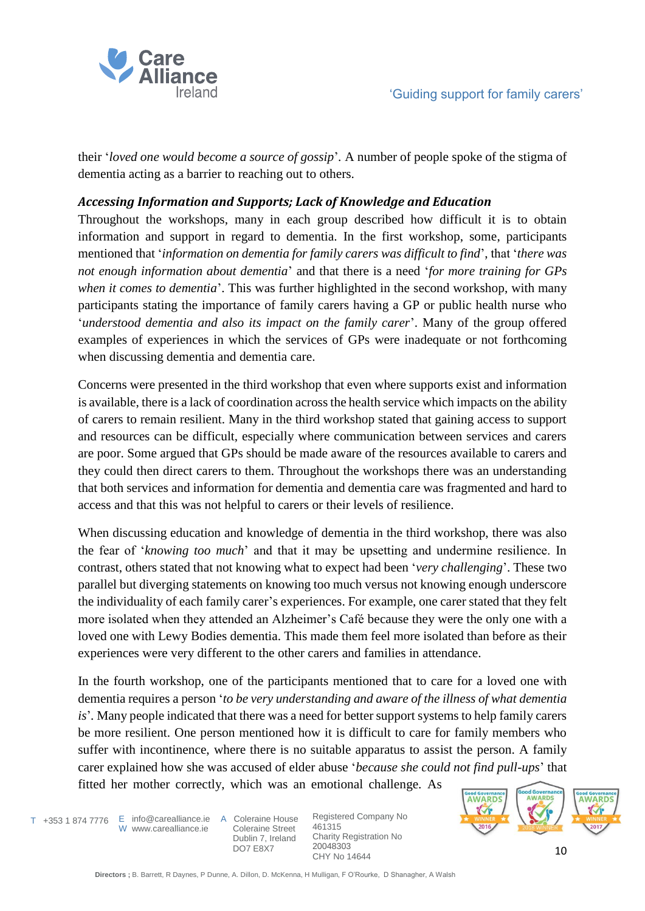their '*loved one would become a source of gossip*'. A number of people spoke of the stigma of dementia acting as a barrier to reaching out to others.

### *Accessing Information and Supports; Lack of Knowledge and Education*

Throughout the workshops, many in each group described how difficult it is to obtain information and support in regard to dementia. In the first workshop, some, participants mentioned that '*information on dementia for family carers was difficult to find*', that '*there was not enough information about dementia*' and that there is a need '*for more training for GPs when it comes to dementia*'. This was further highlighted in the second workshop, with many participants stating the importance of family carers having a GP or public health nurse who '*understood dementia and also its impact on the family carer*'. Many of the group offered examples of experiences in which the services of GPs were inadequate or not forthcoming when discussing dementia and dementia care.

Concerns were presented in the third workshop that even where supports exist and information is available, there is a lack of coordination across the health service which impacts on the ability of carers to remain resilient. Many in the third workshop stated that gaining access to support and resources can be difficult, especially where communication between services and carers are poor. Some argued that GPs should be made aware of the resources available to carers and they could then direct carers to them. Throughout the workshops there was an understanding that both services and information for dementia and dementia care was fragmented and hard to access and that this was not helpful to carers or their levels of resilience.

When discussing education and knowledge of dementia in the third workshop, there was also the fear of '*knowing too much*' and that it may be upsetting and undermine resilience. In contrast, others stated that not knowing what to expect had been '*very challenging*'. These two parallel but diverging statements on knowing too much versus not knowing enough underscore the individuality of each family carer's experiences. For example, one carer stated that they felt more isolated when they attended an Alzheimer's Café because they were the only one with a loved one with Lewy Bodies dementia. This made them feel more isolated than before as their experiences were very different to the other carers and families in attendance.

In the fourth workshop, one of the participants mentioned that to care for a loved one with dementia requires a person '*to be very understanding and aware of the illness of what dementia is*'. Many people indicated that there was a need for better support systems to help family carers be more resilient. One person mentioned how it is difficult to care for family members who suffer with incontinence, where there is no suitable apparatus to assist the person. A family carer explained how she was accused of elder abuse '*because she could not find pull-ups*' that fitted her mother correctly, which was an emotional challenge. As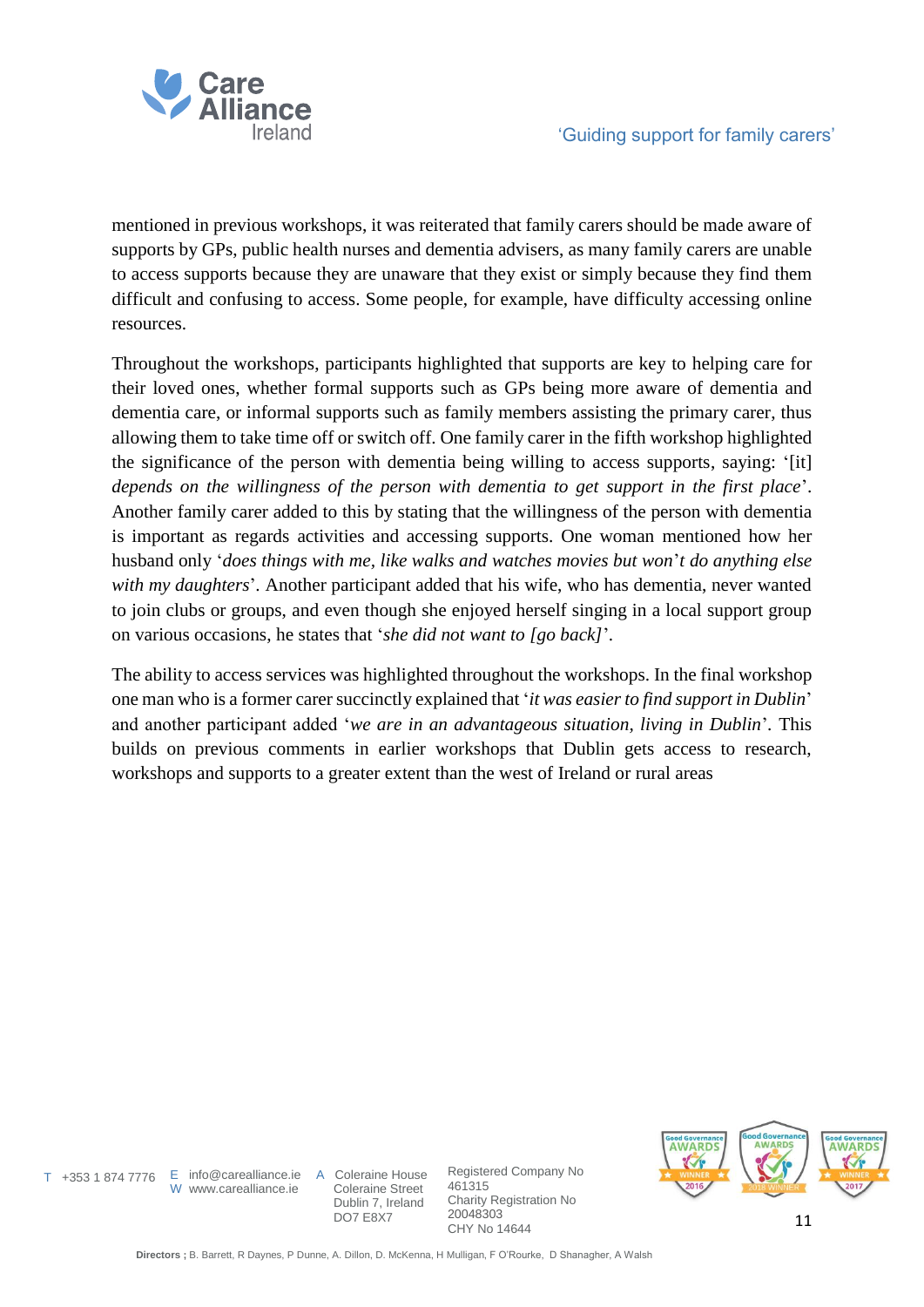mentioned in previous workshops, it was reiterated that family carers should be made aware of supports by GPs, public health nurses and dementia advisers, as many family carers are unable to access supports because they are unaware that they exist or simply because they find them difficult and confusing to access. Some people, for example, have difficulty accessing online resources.

Throughout the workshops, participants highlighted that supports are key to helping care for their loved ones, whether formal supports such as GPs being more aware of dementia and dementia care, or informal supports such as family members assisting the primary carer, thus allowing them to take time off or switch off. One family carer in the fifth workshop highlighted the significance of the person with dementia being willing to access supports, saying: '[it] *depends on the willingness of the person with dementia to get support in the first place*'. Another family carer added to this by stating that the willingness of the person with dementia is important as regards activities and accessing supports. One woman mentioned how her husband only '*does things with me, like walks and watches movies but won't do anything else with my daughters*'. Another participant added that his wife, who has dementia, never wanted to join clubs or groups, and even though she enjoyed herself singing in a local support group on various occasions, he states that '*she did not want to [go back]*'.

The ability to access services was highlighted throughout the workshops. In the final workshop one man who is a former carer succinctly explained that '*it was easier to find support in Dublin*' and another participant added '*we are in an advantageous situation, living in Dublin*'. This builds on previous comments in earlier workshops that Dublin gets access to research, workshops and supports to a greater extent than the west of Ireland or rural areas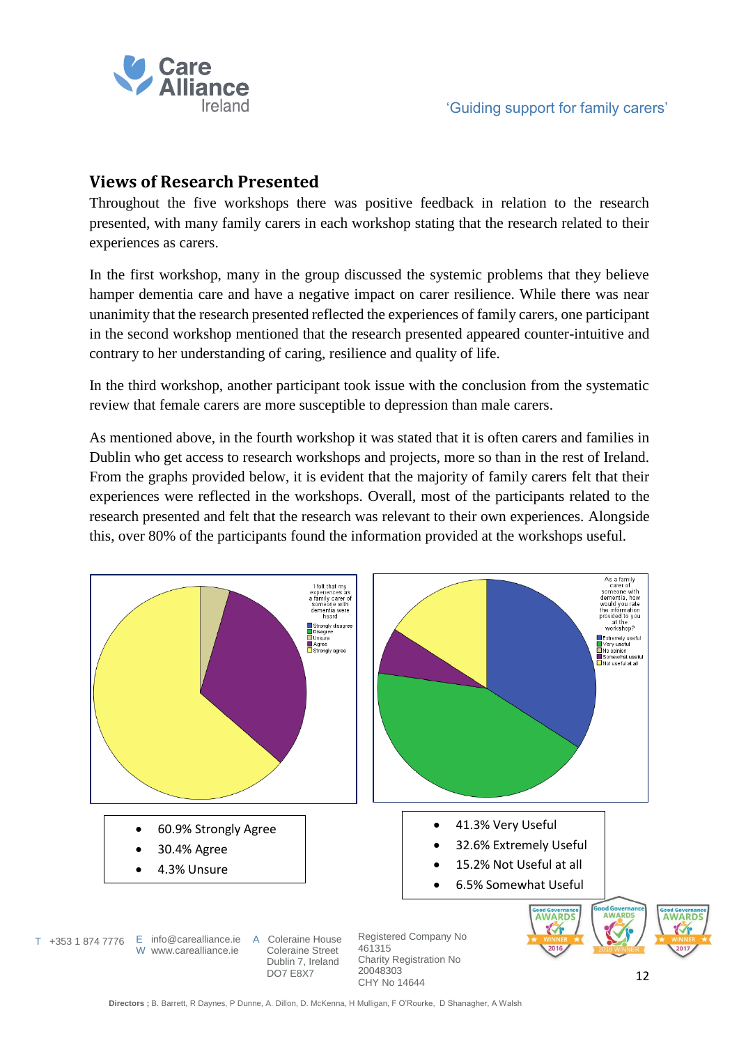## Views of Research Presented

Throughout the five workshops there was positive feedback in relation to the research presented, with many family carers in each workshop stating that the research related to their experiences as carers.

In the first workshop, many in the group discussed the systemic problems that they believe hamper dementia care and have a negative impact on carer resilience. While there was near unanimity that the research presented reflected the experiences of family carers, one participant in the second workshop mentioned that the research presented appeared counter-intuitive and contrary to her understanding of caring, resilience and quality of life.

In the third workshop, another participant took issue with the conclusion from the systematic review that female carers are more susceptible to depression than male carers.

As mentioned above, in the fourth workshop it was stated that it is often carers and families in Dublin who get access to research workshops and projects, more so than in the rest of Ireland. From the graphs provided below, it is evident that the majority of family carers felt that their experiences were reflected in the workshops. Overall, most of the participants related to the research presented and felt that the research was relevant to their own experiences. Alongside this, over 80% of the participants found the information provided at the workshops useful.

I felt that my experiences as a family carer of someone with dementia were heard

- Strongly disagree
- Disagree
- Unsure
- Agree
- Strongly agree

As a family carer of someone with dementia, how would you rate the information provided to you at the workshop?

- Extremely useful
- Very useful
- No opinion
- Somewhat useful
- Not useful at all

- 60.9% Strongly Agree
- 30.4% Agree
- 4.3% Unsure

- 41.3% Very Useful
- 32.6% Extremely Useful
- 15.2% Not Useful at all
- 6.5% Somewhat Useful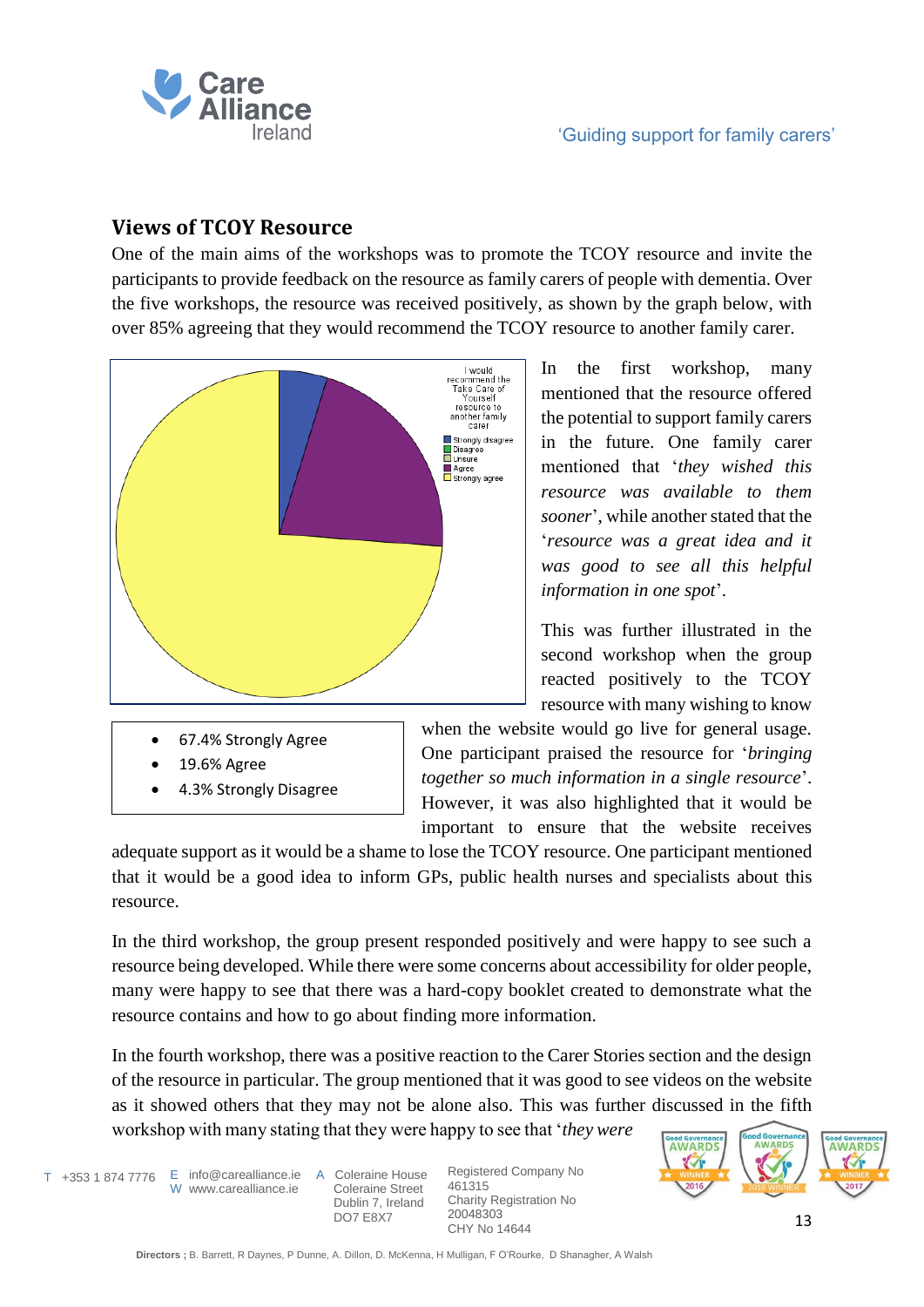## Views of TCOY Resource

One of the main aims of the workshops was to promote the TCOY resource and invite the participants to provide feedback on the resource as family carers of people with dementia. Over the five workshops, the resource was received positively, as shown by the graph below, with over 85% agreeing that they would recommend the TCOY resource to another family carer.

I would recommend the Take Care of Yourself resource to another family carer

- Strongly disagree
- Disagree
- Unsure
- Agree
- Strongly agree

- 67.4% Strongly Agree
- 19.6% Agree
- 4.3% Strongly Disagree

In the first workshop, many mentioned that the resource offered the potential to support family carers in the future. One family carer mentioned that '*they wished this resource was available to them sooner*', while another stated that the '*resource was a great idea and it was good to see all this helpful information in one spot*'.

This was further illustrated in the second workshop when the group reacted positively to the TCOY resource with many wishing to know when the website would go live for general usage. One participant praised the resource for '*bringing together so much information in a single resource*'. However, it was also highlighted that it would be important to ensure that the website receives adequate support as it would be a shame to lose the TCOY resource. One participant mentioned that it would be a good idea to inform GPs, public health nurses and specialists about this resource.

In the third workshop, the group present responded positively and were happy to see such a resource being developed. While there were some concerns about accessibility for older people, many were happy to see that there was a hard-copy booklet created to demonstrate what the resource contains and how to go about finding more information.

In the fourth workshop, there was a positive reaction to the Carer Stories section and the design of the resource in particular. The group mentioned that it was good to see videos on the website as it showed others that they may not be alone also. This was further discussed in the fifth workshop with many stating that they were happy to see that '*they were*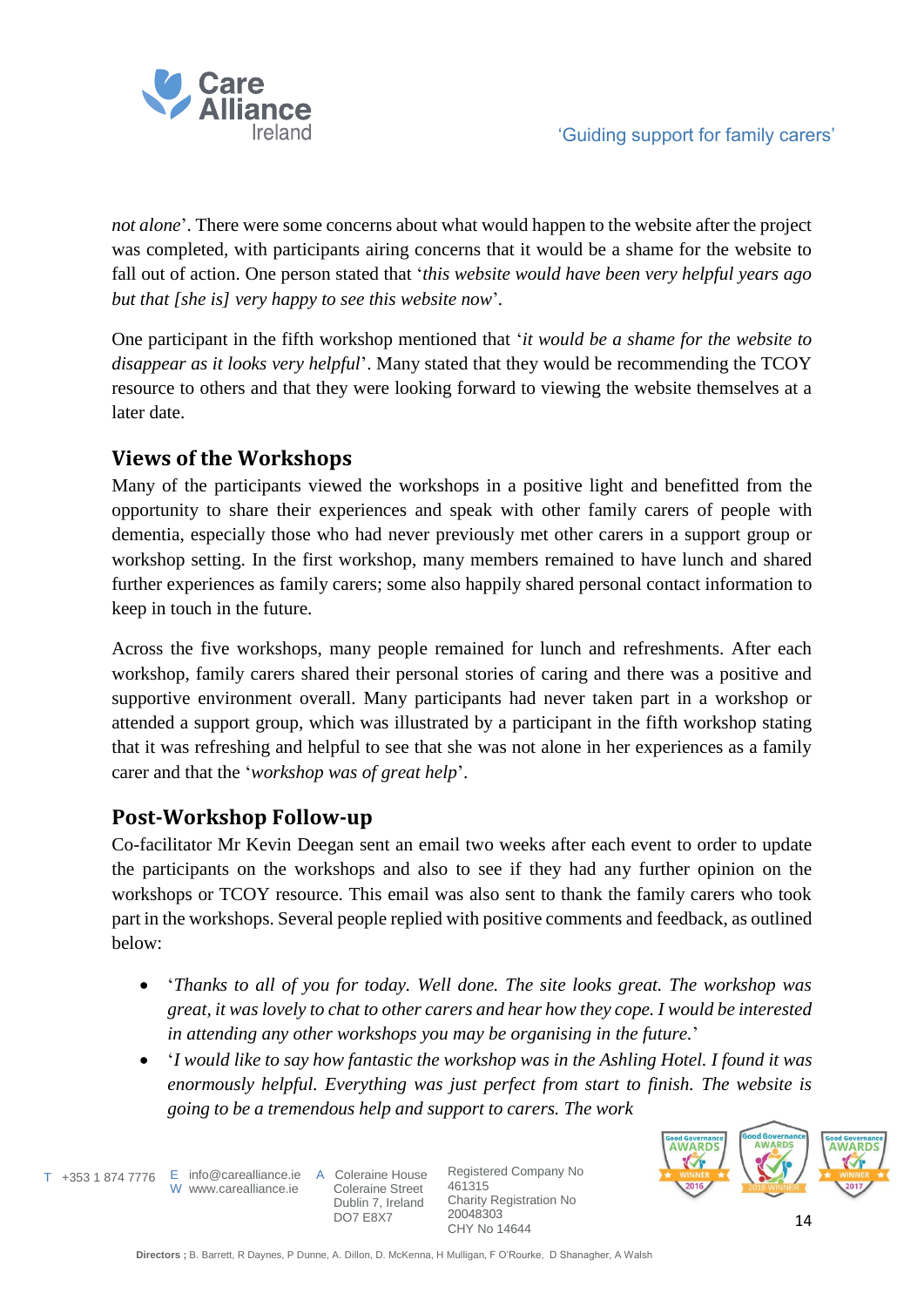*not alone*'. There were some concerns about what would happen to the website after the project was completed, with participants airing concerns that it would be a shame for the website to fall out of action. One person stated that '*this website would have been very helpful years ago but that [she is] very happy to see this website now*'.

One participant in the fifth workshop mentioned that '*it would be a shame for the website to disappear as it looks very helpful*'. Many stated that they would be recommending the TCOY resource to others and that they were looking forward to viewing the website themselves at a later date.

## Views of the Workshops

Many of the participants viewed the workshops in a positive light and benefitted from the opportunity to share their experiences and speak with other family carers of people with dementia, especially those who had never previously met other carers in a support group or workshop setting. In the first workshop, many members remained to have lunch and shared further experiences as family carers; some also happily shared personal contact information to keep in touch in the future.

Across the five workshops, many people remained for lunch and refreshments. After each workshop, family carers shared their personal stories of caring and there was a positive and supportive environment overall. Many participants had never taken part in a workshop or attended a support group, which was illustrated by a participant in the fifth workshop stating that it was refreshing and helpful to see that she was not alone in her experiences as a family carer and that the '*workshop was of great help*'.

## Post-Workshop Follow-up

Co-facilitator Mr Kevin Deegan sent an email two weeks after each event to order to update the participants on the workshops and also to see if they had any further opinion on the workshops or TCOY resource. This email was also sent to thank the family carers who took part in the workshops. Several people replied with positive comments and feedback, as outlined below:

- '*Thanks to all of you for today. Well done. The site looks great. The workshop was great, it was lovely to chat to other carers and hear how they cope. I would be interested in attending any other workshops you may be organising in the future.*'
- '*I would like to say how fantastic the workshop was in the Ashling Hotel. I found it was enormously helpful. Everything was just perfect from start to finish. The website is going to be a tremendous help and support to carers. The work*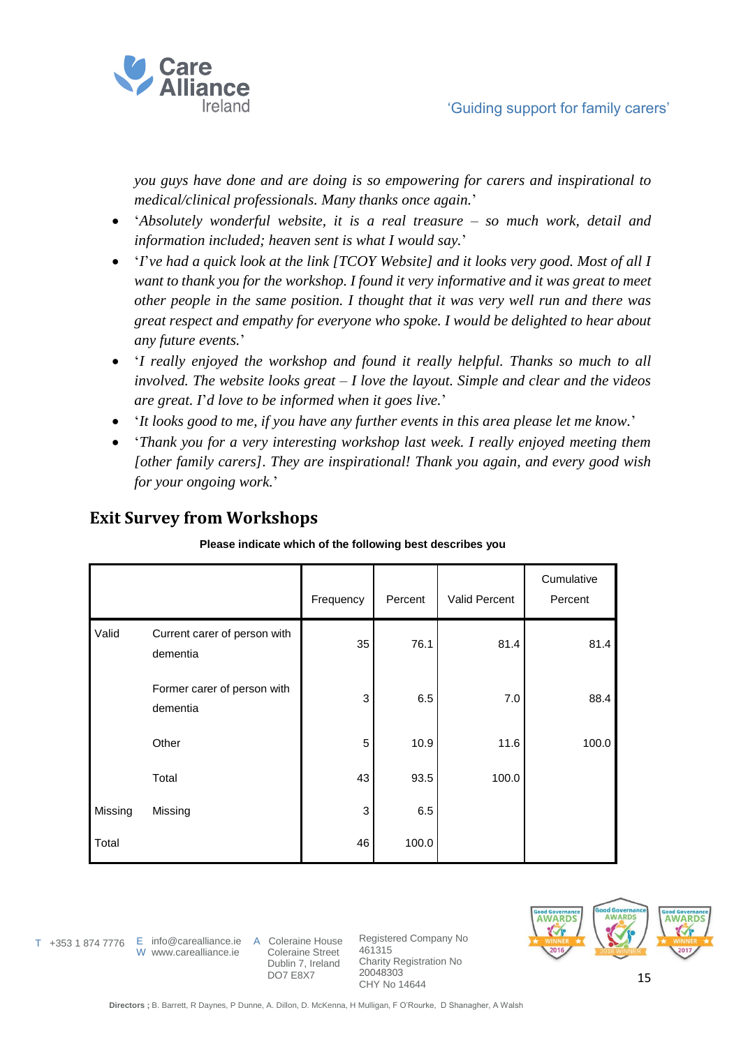*you guys have done and are doing is so empowering for carers and inspirational to medical/clinical professionals. Many thanks once again.*'

- '*Absolutely wonderful website, it is a real treasure – so much work, detail and information included; heaven sent is what I would say.*'
- '*I've had a quick look at the link [TCOY Website] and it looks very good. Most of all I want to thank you for the workshop. I found it very informative and it was great to meet other people in the same position. I thought that it was very well run and there was great respect and empathy for everyone who spoke. I would be delighted to hear about any future events.*'
- '*I really enjoyed the workshop and found it really helpful. Thanks so much to all involved. The website looks great – I love the layout. Simple and clear and the videos are great. I'd love to be informed when it goes live.*'
- '*It looks good to me, if you have any further events in this area please let me know.*'
- '*Thank you for a very interesting workshop last week. I really enjoyed meeting them [other family carers]. They are inspirational! Thank you again, and every good wish for your ongoing work.*'

## Exit Survey from Workshops

**Please indicate which of the following best describes you**

| | | Frequency | Percent | Valid Percent | Cumulative Percent |
|---|---|---|---|---|---|
| Valid | Current carer of person with dementia | 35 | 76.1 | 81.4 | 81.4 |
| | Former carer of person with dementia | 3 | 6.5 | 7.0 | 88.4 |
| | Other | 5 | 10.9 | 11.6 | 100.0 |
| | Total | 43 | 93.5 | 100.0 | |
| Missing | Missing | 3 | 6.5 | | |
| Total | | 46 | 100.0 | | |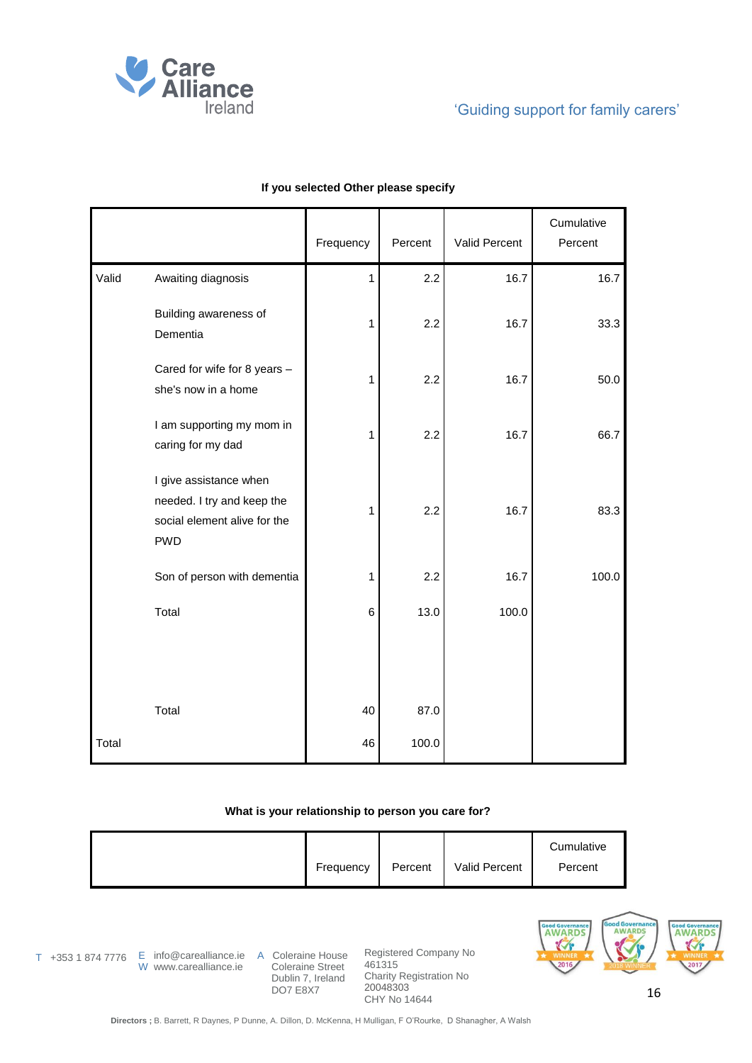**If you selected Other please specify**

| | | Frequency | Percent | Valid Percent | Cumulative Percent |
|---|---|---|---|---|---|
| Valid | Awaiting diagnosis | 1 | 2.2 | 16.7 | 16.7 |
| | Building awareness of Dementia | 1 | 2.2 | 16.7 | 33.3 |
| | Cared for wife for 8 years – she's now in a home | 1 | 2.2 | 16.7 | 50.0 |
| | I am supporting my mom in caring for my dad | 1 | 2.2 | 16.7 | 66.7 |
| | I give assistance when needed. I try and keep the social element alive for the PWD | 1 | 2.2 | 16.7 | 83.3 |
| | Son of person with dementia | 1 | 2.2 | 16.7 | 100.0 |
| | Total | 6 | 13.0 | 100.0 | |
| | Total | 40 | 87.0 | | |
| Total | | 46 | 100.0 | | |

**What is your relationship to person you care for?**

| | Frequency | Percent | Valid Percent | Cumulative Percent |
|---|---|---|---|---|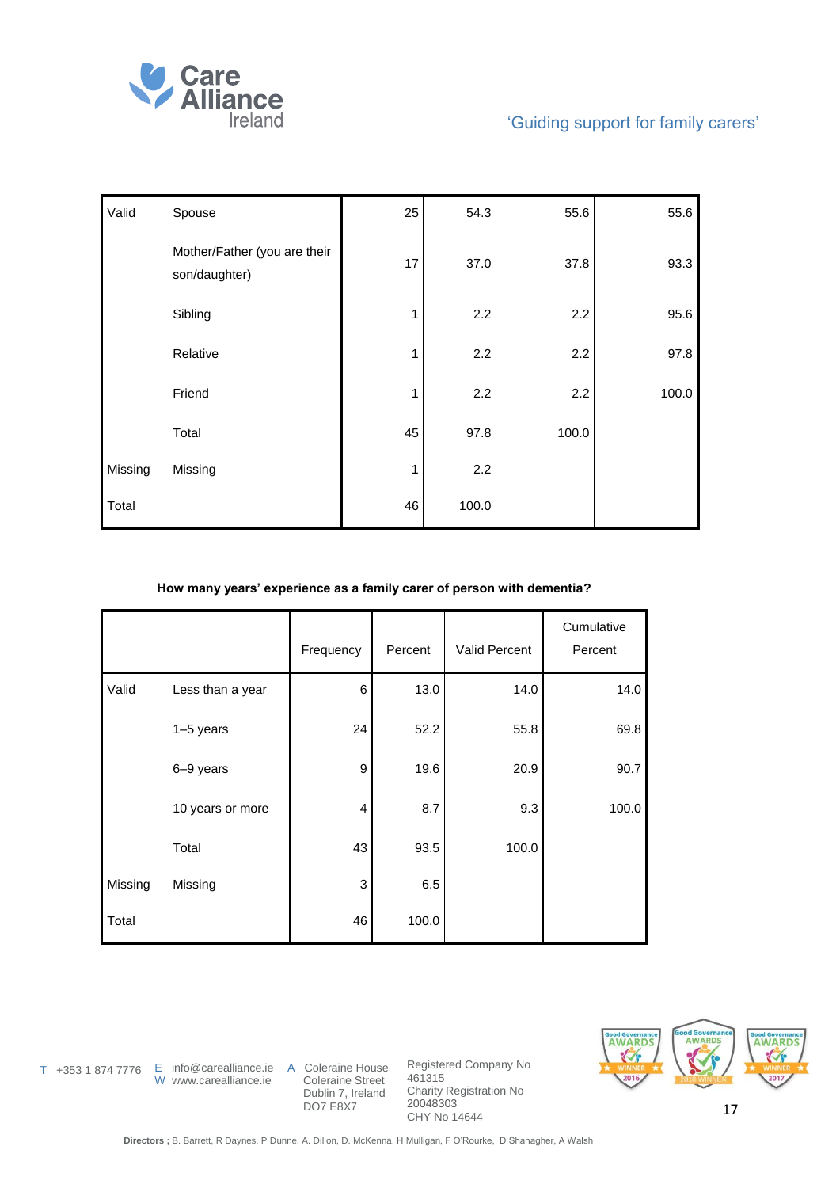| | | | | | |
|---|---|---|---|---|---|
| Valid | Spouse | 25 | 54.3 | 55.6 | 55.6 |
| | Mother/Father (you are their son/daughter) | 17 | 37.0 | 37.8 | 93.3 |
| | Sibling | 1 | 2.2 | 2.2 | 95.6 |
| | Relative | 1 | 2.2 | 2.2 | 97.8 |
| | Friend | 1 | 2.2 | 2.2 | 100.0 |
| | Total | 45 | 97.8 | 100.0 | |
| Missing | Missing | 1 | 2.2 | | |
| Total | | 46 | 100.0 | | |

**How many years' experience as a family carer of person with dementia?**

| | | Frequency | Percent | Valid Percent | Cumulative Percent |
|---|---|---|---|---|---|
| Valid | Less than a year | 6 | 13.0 | 14.0 | 14.0 |
| | 1–5 years | 24 | 52.2 | 55.8 | 69.8 |
| | 6–9 years | 9 | 19.6 | 20.9 | 90.7 |
| | 10 years or more | 4 | 8.7 | 9.3 | 100.0 |
| | Total | 43 | 93.5 | 100.0 | |
| Missing | Missing | 3 | 6.5 | | |
| Total | | 46 | 100.0 | | |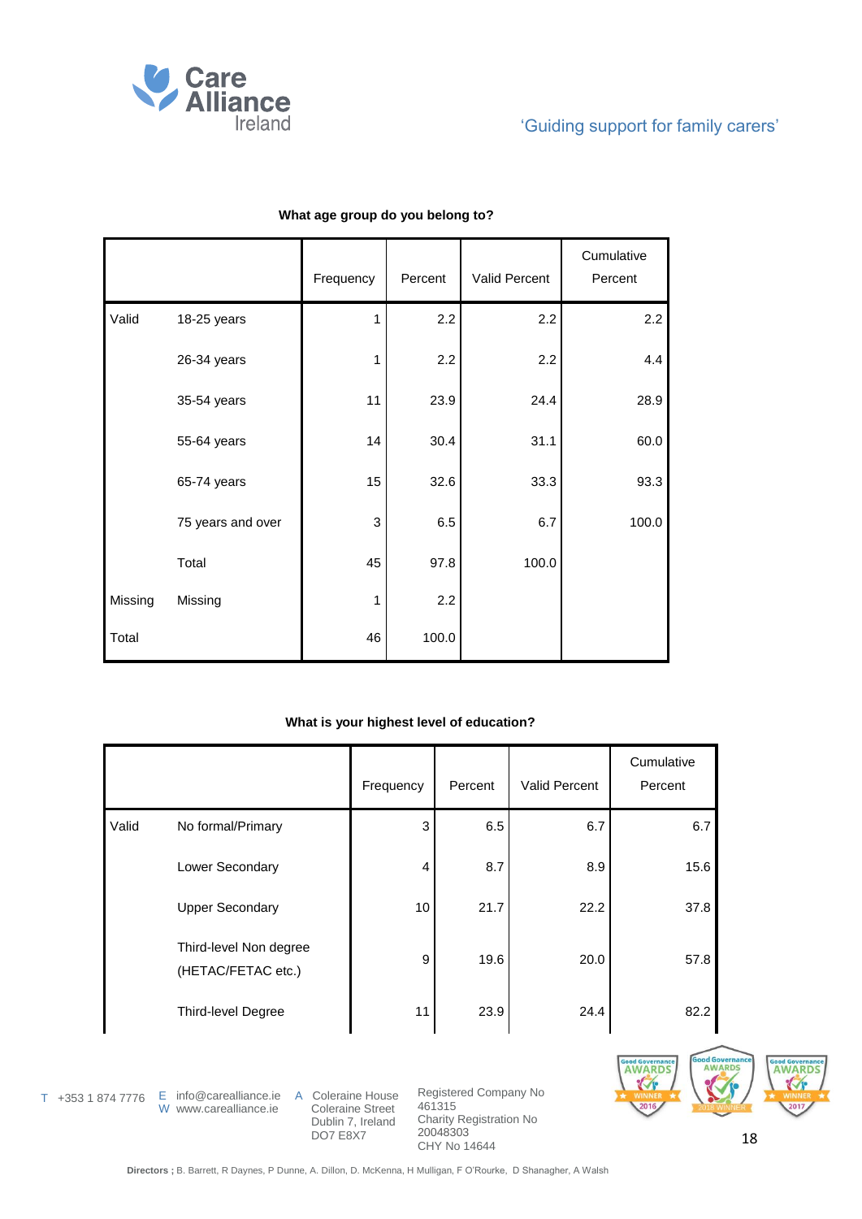**What age group do you belong to?**

| | | Frequency | Percent | Valid Percent | Cumulative Percent |
|---|---|---|---|---|---|
| Valid | 18-25 years | 1 | 2.2 | 2.2 | 2.2 |
| | 26-34 years | 1 | 2.2 | 2.2 | 4.4 |
| | 35-54 years | 11 | 23.9 | 24.4 | 28.9 |
| | 55-64 years | 14 | 30.4 | 31.1 | 60.0 |
| | 65-74 years | 15 | 32.6 | 33.3 | 93.3 |
| | 75 years and over | 3 | 6.5 | 6.7 | 100.0 |
| | Total | 45 | 97.8 | 100.0 | |
| Missing | Missing | 1 | 2.2 | | |
| Total | | 46 | 100.0 | | |

**What is your highest level of education?**

| | | Frequency | Percent | Valid Percent | Cumulative Percent |
|---|---|---|---|---|---|
| Valid | No formal/Primary | 3 | 6.5 | 6.7 | 6.7 |
| | Lower Secondary | 4 | 8.7 | 8.9 | 15.6 |
| | Upper Secondary | 10 | 21.7 | 22.2 | 37.8 |
| | Third-level Non degree (HETAC/FETAC etc.) | 9 | 19.6 | 20.0 | 57.8 |
| | Third-level Degree | 11 | 23.9 | 24.4 | 82.2 |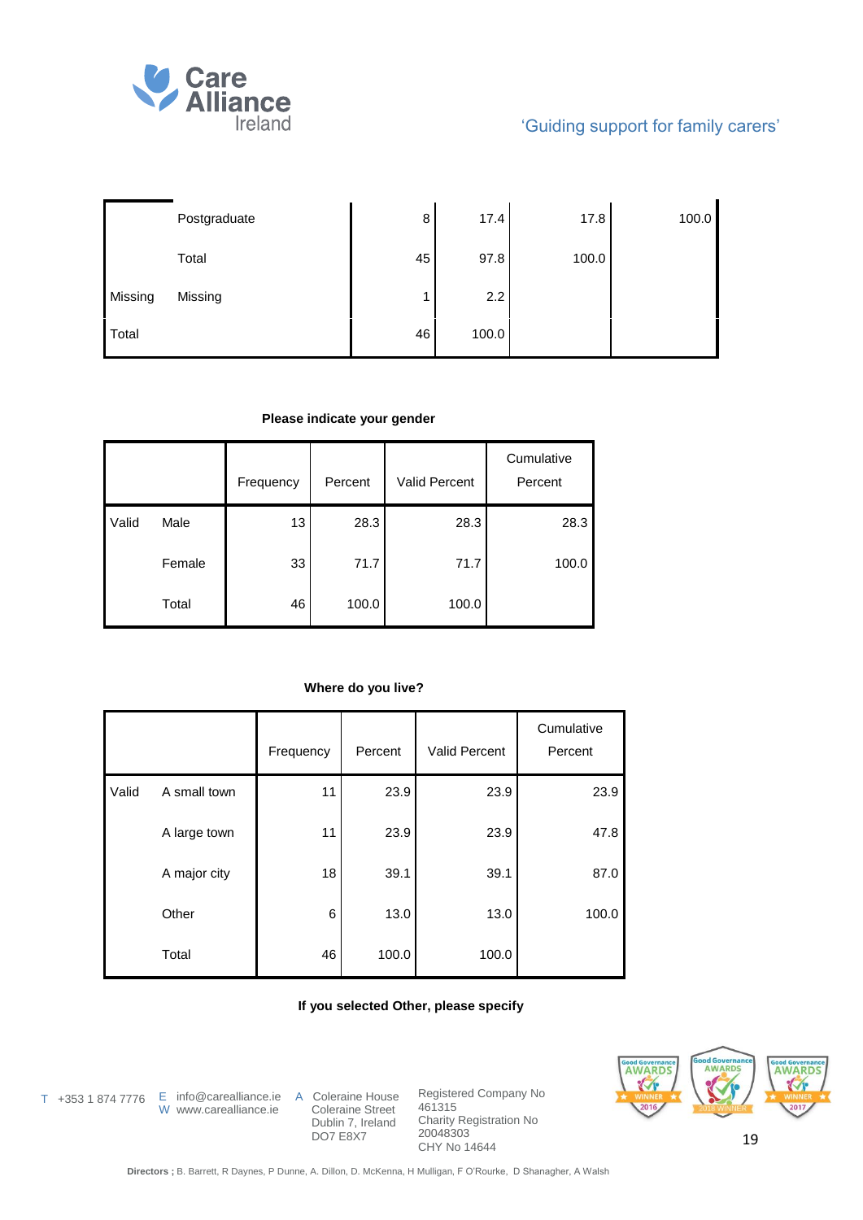|  |  |  |  |  |  |
|---|---|---|---|---|---|
|  | Postgraduate | 8 | 17.4 | 17.8 | 100.0 |
|  | Total | 45 | 97.8 | 100.0 |  |
| Missing | Missing | 1 | 2.2 |  |  |
| Total |  | 46 | 100.0 |  |  |

**Please indicate your gender**

|  |  | Frequency | Percent | Valid Percent | Cumulative Percent |
|---|---|---|---|---|---|
| Valid | Male | 13 | 28.3 | 28.3 | 28.3 |
|  | Female | 33 | 71.7 | 71.7 | 100.0 |
|  | Total | 46 | 100.0 | 100.0 |  |

**Where do you live?**

|  |  | Frequency | Percent | Valid Percent | Cumulative Percent |
|---|---|---|---|---|---|
| Valid | A small town | 11 | 23.9 | 23.9 | 23.9 |
|  | A large town | 11 | 23.9 | 23.9 | 47.8 |
|  | A major city | 18 | 39.1 | 39.1 | 87.0 |
|  | Other | 6 | 13.0 | 13.0 | 100.0 |
|  | Total | 46 | 100.0 | 100.0 |  |

**If you selected Other, please specify**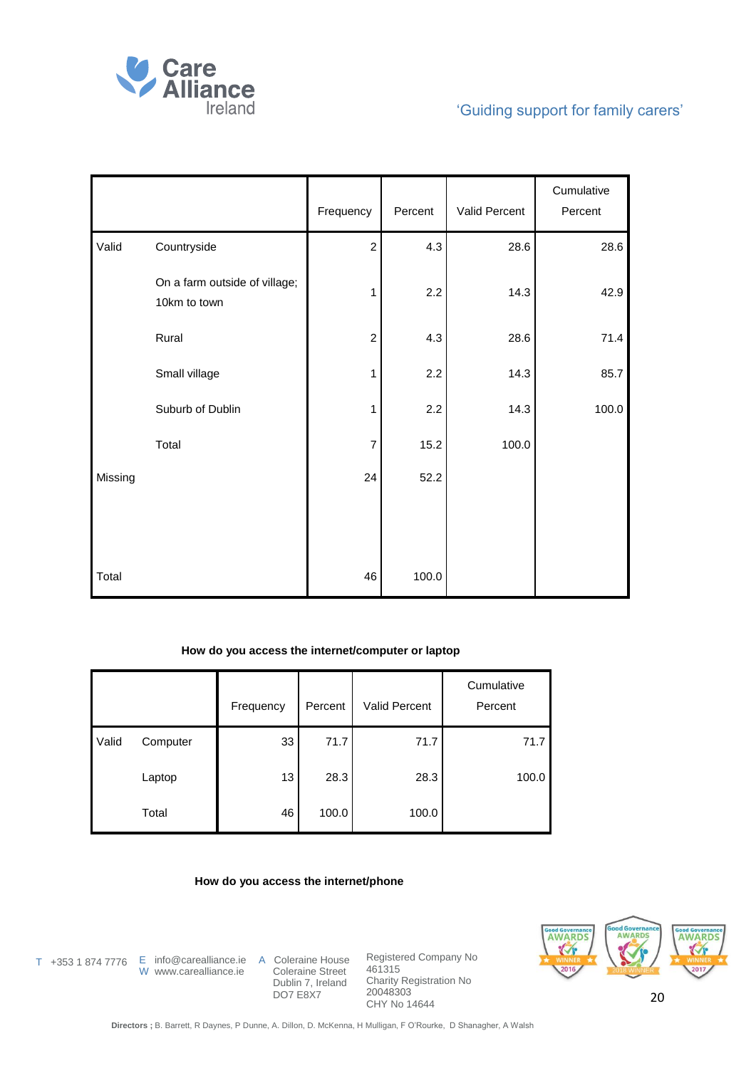| | | Frequency | Percent | Valid Percent | Cumulative Percent |
|---|---|---|---|---|---|
| Valid | Countryside | 2 | 4.3 | 28.6 | 28.6 |
| | On a farm outside of village; 10km to town | 1 | 2.2 | 14.3 | 42.9 |
| | Rural | 2 | 4.3 | 28.6 | 71.4 |
| | Small village | 1 | 2.2 | 14.3 | 85.7 |
| | Suburb of Dublin | 1 | 2.2 | 14.3 | 100.0 |
| | Total | 7 | 15.2 | 100.0 | |
| Missing | | 24 | 52.2 | | |
| Total | | 46 | 100.0 | | |

**How do you access the internet/computer or laptop**

| | | Frequency | Percent | Valid Percent | Cumulative Percent |
|---|---|---|---|---|---|
| Valid | Computer | 33 | 71.7 | 71.7 | 71.7 |
| | Laptop | 13 | 28.3 | 28.3 | 100.0 |
| | Total | 46 | 100.0 | 100.0 | |

**How do you access the internet/phone**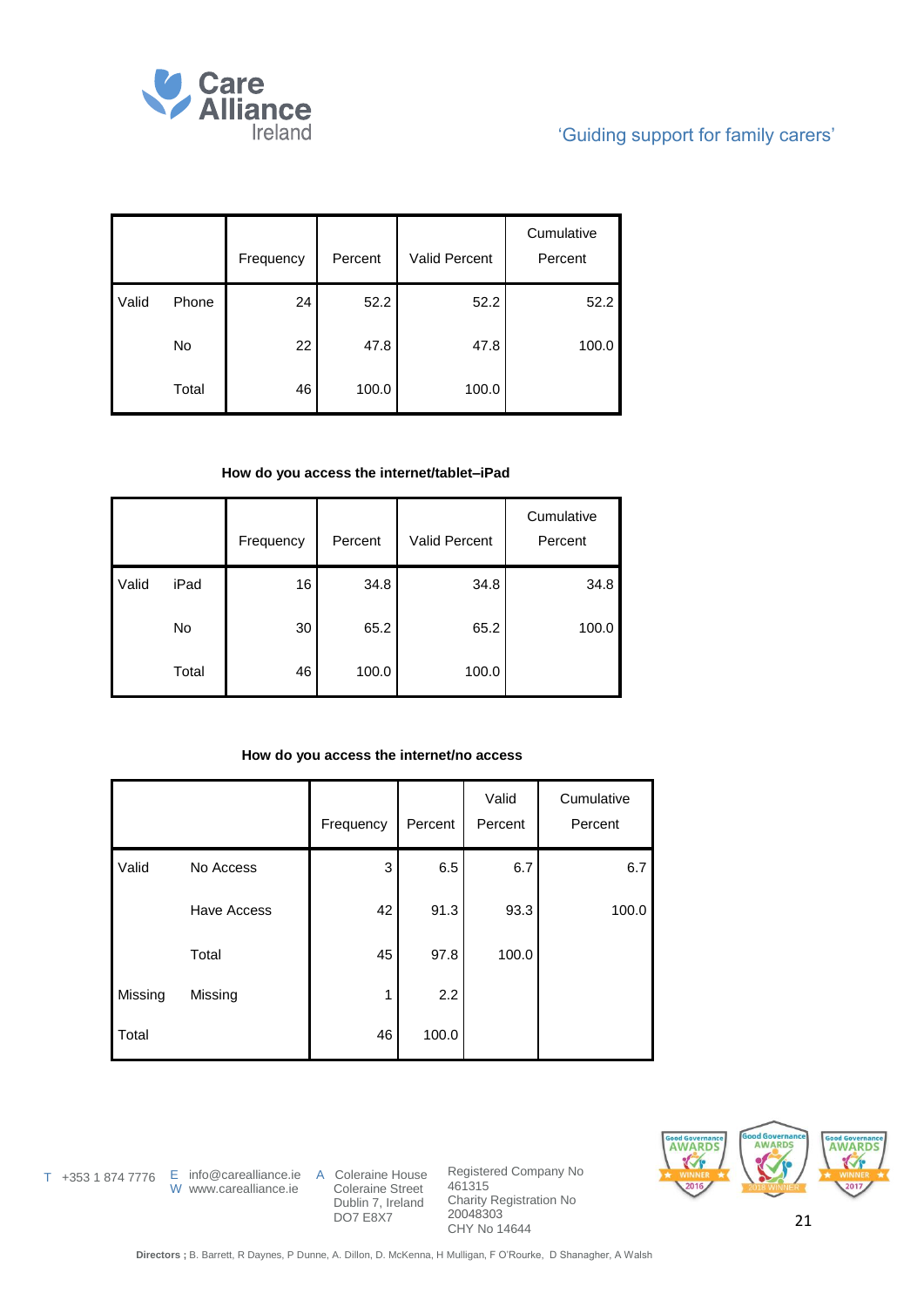| | | Frequency | Percent | Valid Percent | Cumulative Percent |
|---|---|---|---|---|---|
| Valid | Phone | 24 | 52.2 | 52.2 | 52.2 |
| | No | 22 | 47.8 | 47.8 | 100.0 |
| | Total | 46 | 100.0 | 100.0 | |

**How do you access the internet/tablet–iPad**

| | | Frequency | Percent | Valid Percent | Cumulative Percent |
|---|---|---|---|---|---|
| Valid | iPad | 16 | 34.8 | 34.8 | 34.8 |
| | No | 30 | 65.2 | 65.2 | 100.0 |
| | Total | 46 | 100.0 | 100.0 | |

**How do you access the internet/no access**

| | | Frequency | Percent | Valid Percent | Cumulative Percent |
|---|---|---|---|---|---|
| Valid | No Access | 3 | 6.5 | 6.7 | 6.7 |
| | Have Access | 42 | 91.3 | 93.3 | 100.0 |
| | Total | 45 | 97.8 | 100.0 | |
| Missing | Missing | 1 | 2.2 | | |
| Total | | 46 | 100.0 | | |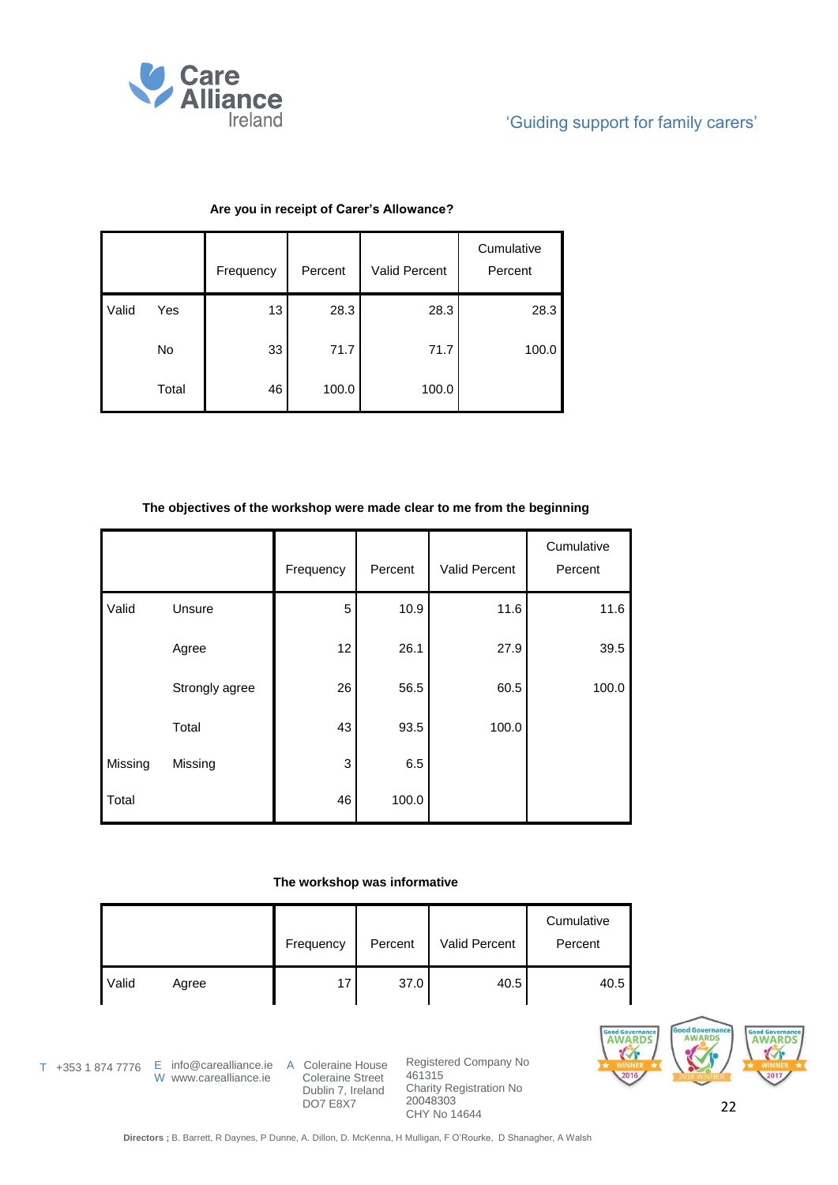**Are you in receipt of Carer's Allowance?**

| | | Frequency | Percent | Valid Percent | Cumulative Percent |
|---|---|---|---|---|---|
| Valid | Yes | 13 | 28.3 | 28.3 | 28.3 |
| | No | 33 | 71.7 | 71.7 | 100.0 |
| | Total | 46 | 100.0 | 100.0 | |

**The objectives of the workshop were made clear to me from the beginning**

| | | Frequency | Percent | Valid Percent | Cumulative Percent |
|---|---|---|---|---|---|
| Valid | Unsure | 5 | 10.9 | 11.6 | 11.6 |
| | Agree | 12 | 26.1 | 27.9 | 39.5 |
| | Strongly agree | 26 | 56.5 | 60.5 | 100.0 |
| | Total | 43 | 93.5 | 100.0 | |
| Missing | Missing | 3 | 6.5 | | |
| Total | | 46 | 100.0 | | |

**The workshop was informative**

| | | Frequency | Percent | Valid Percent | Cumulative Percent |
|---|---|---|---|---|---|
| Valid | Agree | 17 | 37.0 | 40.5 | 40.5 |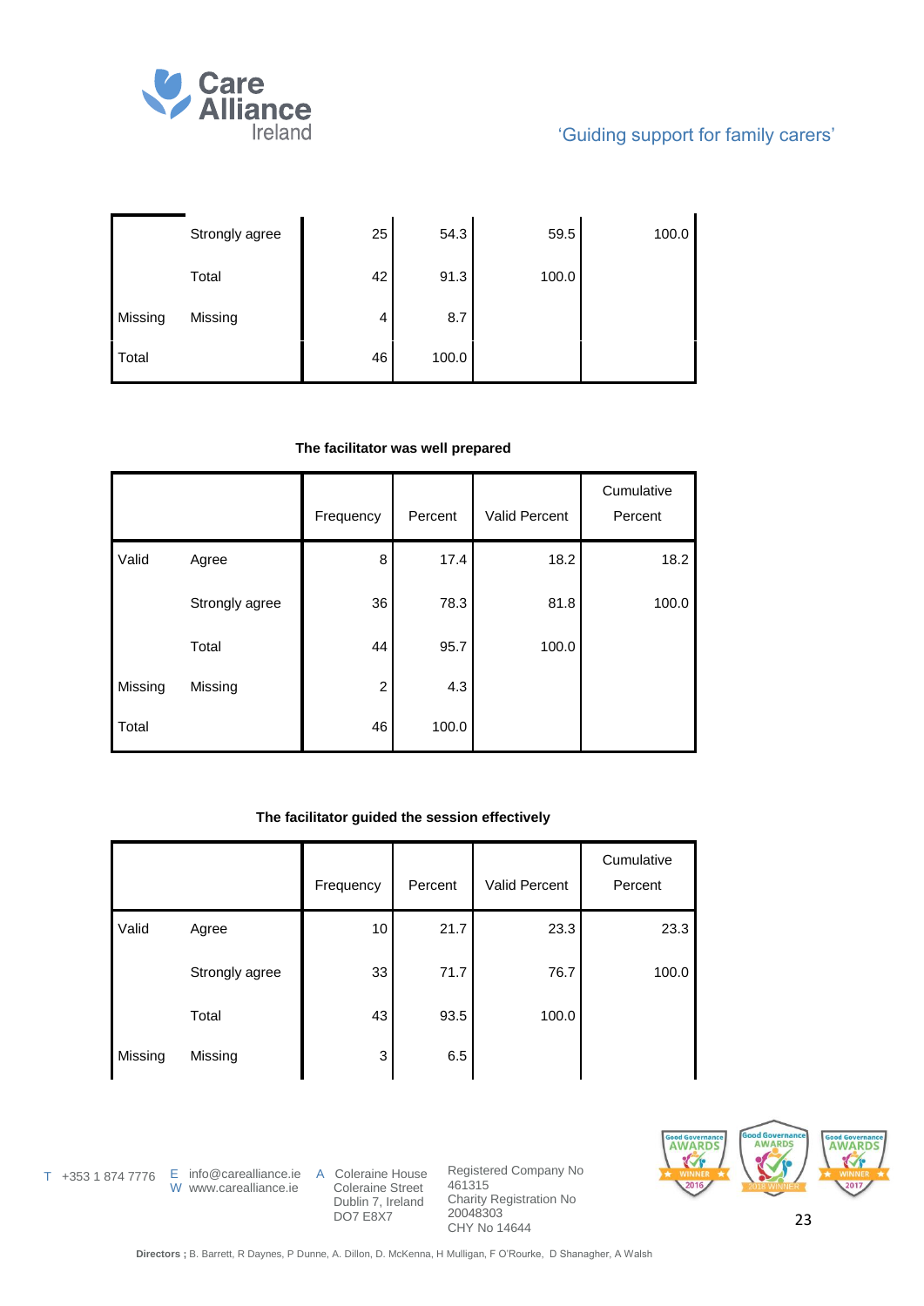| | | Frequency | Percent | Valid Percent | Cumulative Percent |
|---|---|---|---|---|---|
| | Strongly agree | 25 | 54.3 | 59.5 | 100.0 |
| | Total | 42 | 91.3 | 100.0 | |
| Missing | Missing | 4 | 8.7 | | |
| Total | | 46 | 100.0 | | |

**The facilitator was well prepared**

| | | Frequency | Percent | Valid Percent | Cumulative Percent |
|---|---|---|---|---|---|
| Valid | Agree | 8 | 17.4 | 18.2 | 18.2 |
| | Strongly agree | 36 | 78.3 | 81.8 | 100.0 |
| | Total | 44 | 95.7 | 100.0 | |
| Missing | Missing | 2 | 4.3 | | |
| Total | | 46 | 100.0 | | |

**The facilitator guided the session effectively**

| | | Frequency | Percent | Valid Percent | Cumulative Percent |
|---|---|---|---|---|---|
| Valid | Agree | 10 | 21.7 | 23.3 | 23.3 |
| | Strongly agree | 33 | 71.7 | 76.7 | 100.0 |
| | Total | 43 | 93.5 | 100.0 | |
| Missing | Missing | 3 | 6.5 | | |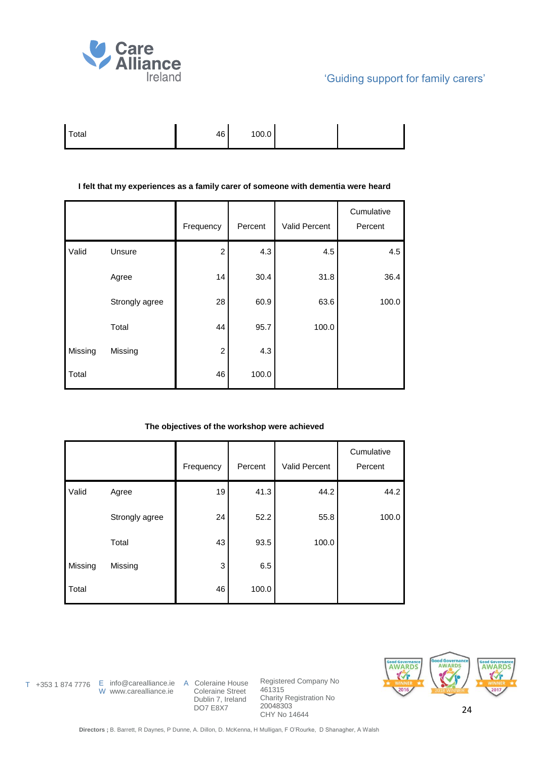| Total | | 46 | 100.0 | | |
|---|---|---|---|---|---|

**I felt that my experiences as a family carer of someone with dementia were heard**

| | | Frequency | Percent | Valid Percent | Cumulative Percent |
|---|---|---|---|---|---|
| Valid | Unsure | 2 | 4.3 | 4.5 | 4.5 |
| | Agree | 14 | 30.4 | 31.8 | 36.4 |
| | Strongly agree | 28 | 60.9 | 63.6 | 100.0 |
| | Total | 44 | 95.7 | 100.0 | |
| Missing | Missing | 2 | 4.3 | | |
| Total | | 46 | 100.0 | | |

**The objectives of the workshop were achieved**

| | | Frequency | Percent | Valid Percent | Cumulative Percent |
|---|---|---|---|---|---|
| Valid | Agree | 19 | 41.3 | 44.2 | 44.2 |
| | Strongly agree | 24 | 52.2 | 55.8 | 100.0 |
| | Total | 43 | 93.5 | 100.0 | |
| Missing | Missing | 3 | 6.5 | | |
| Total | | 46 | 100.0 | | |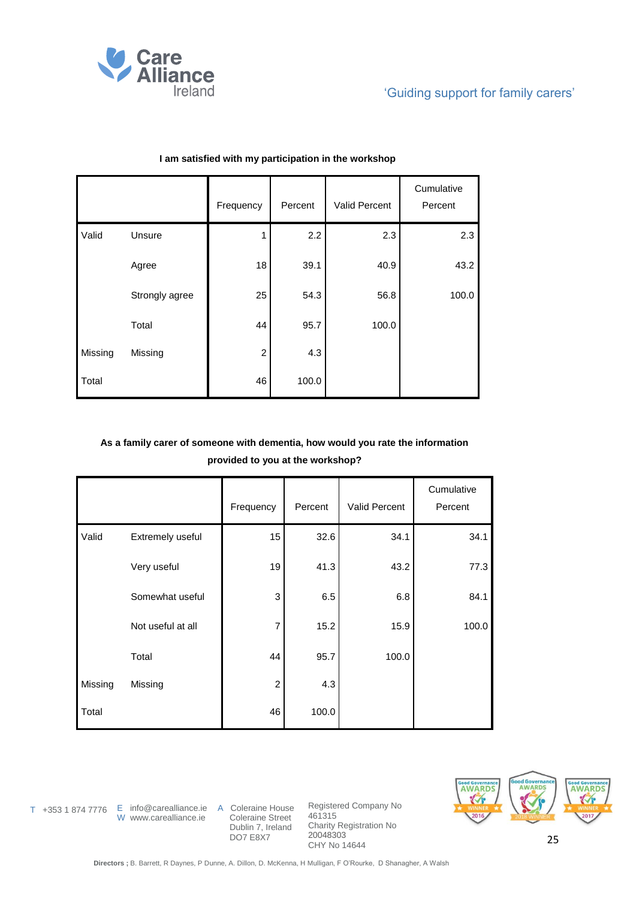**I am satisfied with my participation in the workshop**

| | | Frequency | Percent | Valid Percent | Cumulative Percent |
|---|---|---|---|---|---|
| Valid | Unsure | 1 | 2.2 | 2.3 | 2.3 |
| | Agree | 18 | 39.1 | 40.9 | 43.2 |
| | Strongly agree | 25 | 54.3 | 56.8 | 100.0 |
| | Total | 44 | 95.7 | 100.0 | |
| Missing | Missing | 2 | 4.3 | | |
| Total | | 46 | 100.0 | | |

**As a family carer of someone with dementia, how would you rate the information provided to you at the workshop?**

| | | Frequency | Percent | Valid Percent | Cumulative Percent |
|---|---|---|---|---|---|
| Valid | Extremely useful | 15 | 32.6 | 34.1 | 34.1 |
| | Very useful | 19 | 41.3 | 43.2 | 77.3 |
| | Somewhat useful | 3 | 6.5 | 6.8 | 84.1 |
| | Not useful at all | 7 | 15.2 | 15.9 | 100.0 |
| | Total | 44 | 95.7 | 100.0 | |
| Missing | Missing | 2 | 4.3 | | |
| Total | | 46 | 100.0 | | |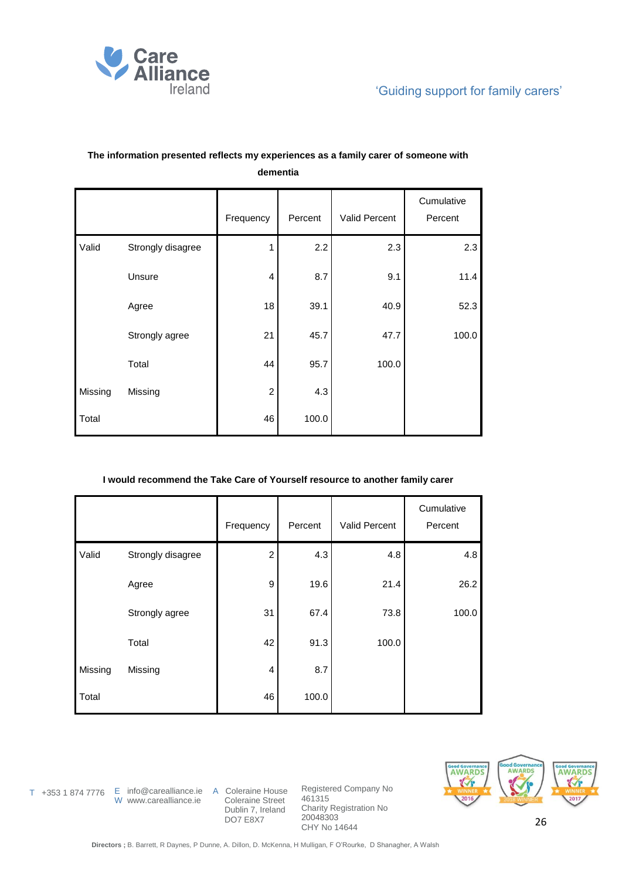**The information presented reflects my experiences as a family carer of someone with dementia**

| | | Frequency | Percent | Valid Percent | Cumulative Percent |
|---|---|---|---|---|---|
| Valid | Strongly disagree | 1 | 2.2 | 2.3 | 2.3 |
| | Unsure | 4 | 8.7 | 9.1 | 11.4 |
| | Agree | 18 | 39.1 | 40.9 | 52.3 |
| | Strongly agree | 21 | 45.7 | 47.7 | 100.0 |
| | Total | 44 | 95.7 | 100.0 | |
| Missing | Missing | 2 | 4.3 | | |
| Total | | 46 | 100.0 | | |

**I would recommend the Take Care of Yourself resource to another family carer**

| | | Frequency | Percent | Valid Percent | Cumulative Percent |
|---|---|---|---|---|---|
| Valid | Strongly disagree | 2 | 4.3 | 4.8 | 4.8 |
| | Agree | 9 | 19.6 | 21.4 | 26.2 |
| | Strongly agree | 31 | 67.4 | 73.8 | 100.0 |
| | Total | 42 | 91.3 | 100.0 | |
| Missing | Missing | 4 | 8.7 | | |
| Total | | 46 | 100.0 | | |